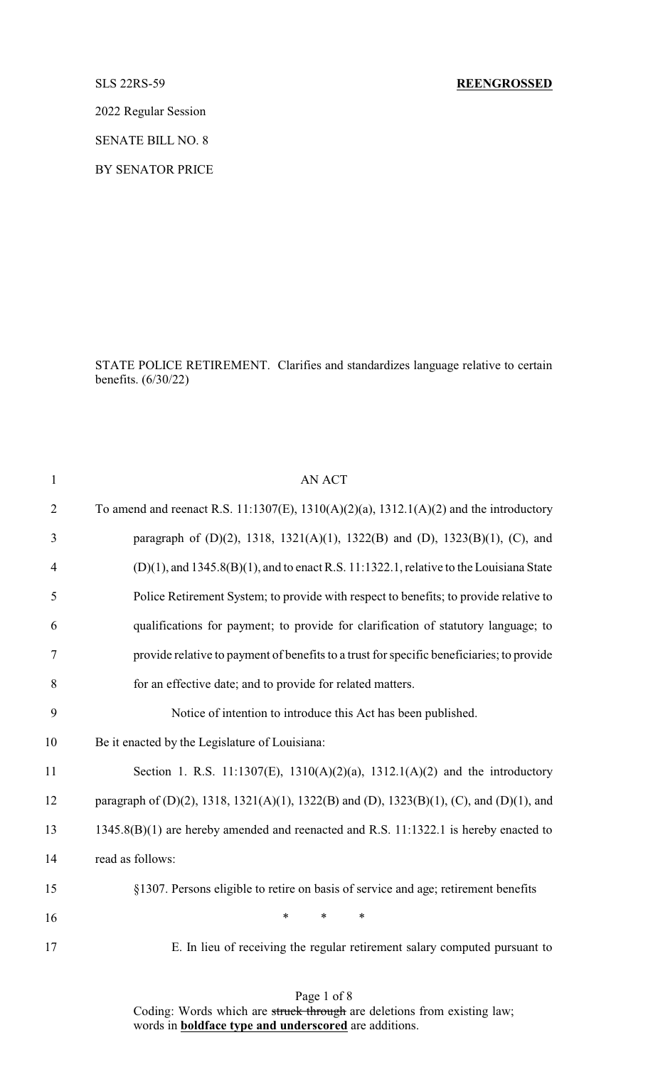SLS 22RS-59 **REENGROSSED**

2022 Regular Session

SENATE BILL NO. 8

BY SENATOR PRICE

STATE POLICE RETIREMENT. Clarifies and standardizes language relative to certain benefits. (6/30/22)

AN ACT

To amend and reenact R.S. 11:1307(E), 1310(A)(2)(a), 1312.1(A)(2) and the introductory paragraph of (D)(2), 1318, 1321(A)(1), 1322(B) and (D), 1323(B)(1), (C), and (D)(1), and 1345.8(B)(1), and to enact R.S. 11:1322.1, relative to the Louisiana State Police Retirement System; to provide with respect to benefits; to provide relative to qualifications for payment; to provide for clarification of statutory language; to provide relative to payment of benefits to a trust for specific beneficiaries; to provide for an effective date; and to provide for related matters.

Notice of intention to introduce this Act has been published.

Be it enacted by the Legislature of Louisiana:

Section 1. R.S. 11:1307(E), 1310(A)(2)(a), 1312.1(A)(2) and the introductory paragraph of (D)(2), 1318, 1321(A)(1), 1322(B) and (D), 1323(B)(1), (C), and (D)(1), and 1345.8(B)(1) are hereby amended and reenacted and R.S. 11:1322.1 is hereby enacted to read as follows:

§1307. Persons eligible to retire on basis of service and age; retirement benefits

\* \* \*

E. In lieu of receiving the regular retirement salary computed pursuant to

Coding: Words which are ~~struck through~~ are deletions from existing law; words in **boldface type and underscored** are additions.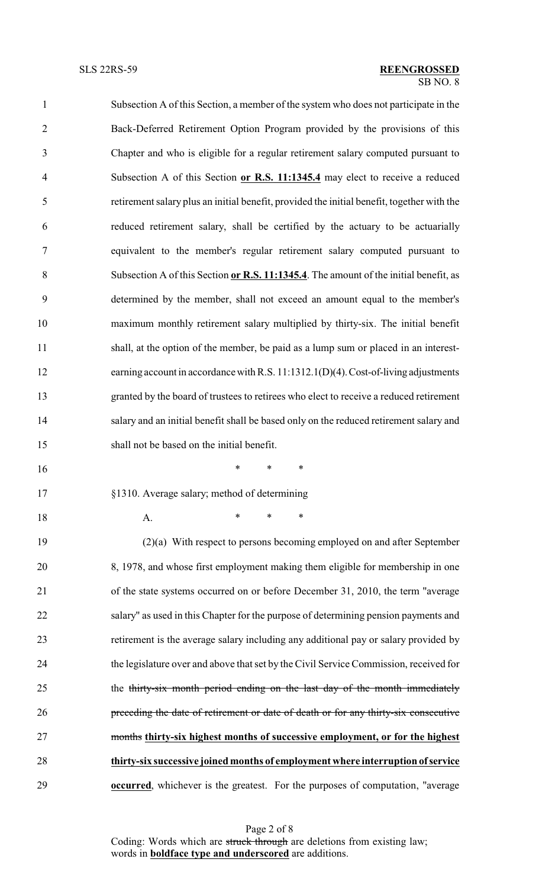Subsection A of this Section, a member of the system who does not participate in the Back-Deferred Retirement Option Program provided by the provisions of this Chapter and who is eligible for a regular retirement salary computed pursuant to Subsection A of this Section **or R.S. 11:1345.4** may elect to receive a reduced retirement salary plus an initial benefit, provided the initial benefit, together with the reduced retirement salary, shall be certified by the actuary to be actuarially equivalent to the member's regular retirement salary computed pursuant to Subsection A of this Section **or R.S. 11:1345.4**. The amount of the initial benefit, as determined by the member, shall not exceed an amount equal to the member's maximum monthly retirement salary multiplied by thirty-six. The initial benefit shall, at the option of the member, be paid as a lump sum or placed in an interest-earning account in accordance with R.S. 11:1312.1(D)(4). Cost-of-living adjustments granted by the board of trustees to retirees who elect to receive a reduced retirement salary and an initial benefit shall be based only on the reduced retirement salary and shall not be based on the initial benefit.

\* \* \*

§1310. Average salary; method of determining

A. \* \* \*

(2)(a) With respect to persons becoming employed on and after September 8, 1978, and whose first employment making them eligible for membership in one of the state systems occurred on or before December 31, 2010, the term "average salary" as used in this Chapter for the purpose of determining pension payments and retirement is the average salary including any additional pay or salary provided by the legislature over and above that set by the Civil Service Commission, received for the ~~thirty-six month period ending on the last day of the month immediately preceding the date of retirement or date of death or for any thirty-six consecutive months~~ **thirty-six highest months of successive employment, or for the highest thirty-six successive joined months of employment where interruption of service occurred**, whichever is the greatest. For the purposes of computation, "average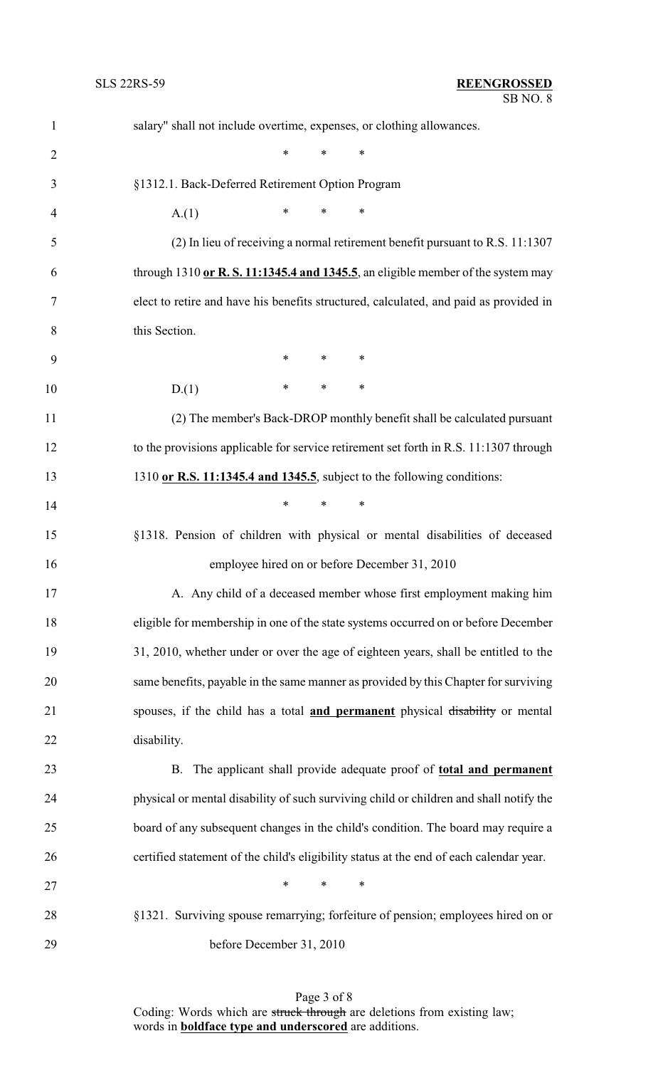salary" shall not include overtime, expenses, or clothing allowances.

\* \* \*

§1312.1. Back-Deferred Retirement Option Program

A.(1) \* \* \*

(2) In lieu of receiving a normal retirement benefit pursuant to R.S. 11:1307 through 1310 **<u>or R. S. 11:1345.4 and 1345.5</u>**, an eligible member of the system may elect to retire and have his benefits structured, calculated, and paid as provided in this Section.

\* \* \*

D.(1) \* \* \*

(2) The member's Back-DROP monthly benefit shall be calculated pursuant to the provisions applicable for service retirement set forth in R.S. 11:1307 through 1310 **<u>or R.S. 11:1345.4 and 1345.5</u>**, subject to the following conditions:

\* \* \*

§1318. Pension of children with physical or mental disabilities of deceased employee hired on or before December 31, 2010

A. Any child of a deceased member whose first employment making him eligible for membership in one of the state systems occurred on or before December 31, 2010, whether under or over the age of eighteen years, shall be entitled to the same benefits, payable in the same manner as provided by this Chapter for surviving spouses, if the child has a total **<u>and permanent</u>** physical ~~disability~~ or mental disability.

B. The applicant shall provide adequate proof of **<u>total and permanent</u>** physical or mental disability of such surviving child or children and shall notify the board of any subsequent changes in the child's condition. The board may require a certified statement of the child's eligibility status at the end of each calendar year.

\* \* \*

§1321. Surviving spouse remarrying; forfeiture of pension; employees hired on or before December 31, 2010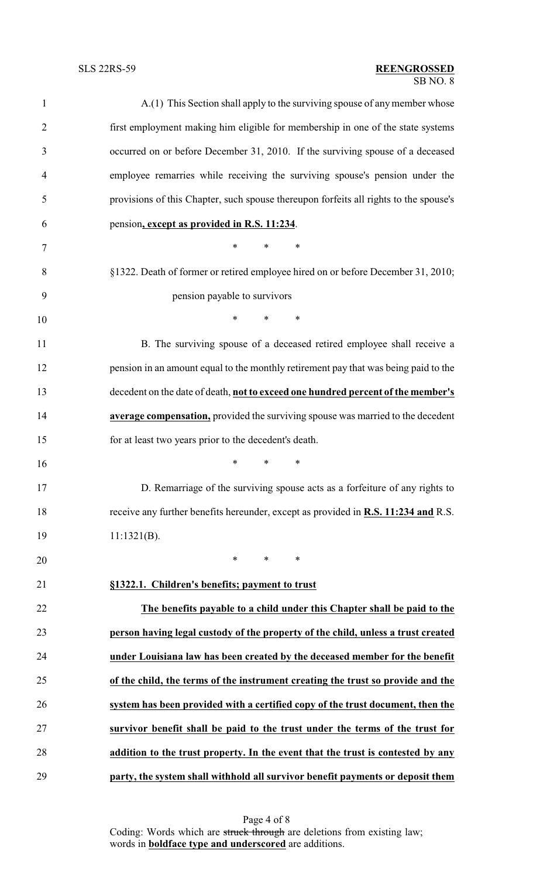A.(1) This Section shall apply to the surviving spouse of any member whose first employment making him eligible for membership in one of the state systems occurred on or before December 31, 2010. If the surviving spouse of a deceased employee remarries while receiving the surviving spouse's pension under the provisions of this Chapter, such spouse thereupon forfeits all rights to the spouse's pension**, except as provided in R.S. 11:234**.

\* \* \*

§1322. Death of former or retired employee hired on or before December 31, 2010; pension payable to survivors

\* \* \*

B. The surviving spouse of a deceased retired employee shall receive a pension in an amount equal to the monthly retirement pay that was being paid to the decedent on the date of death, **not to exceed one hundred percent of the member's average compensation,** provided the surviving spouse was married to the decedent for at least two years prior to the decedent's death.

\* \* \*

D. Remarriage of the surviving spouse acts as a forfeiture of any rights to receive any further benefits hereunder, except as provided in **R.S. 11:234 and** R.S. 11:1321(B).

\* \* \*

**§1322.1. Children's benefits; payment to trust**

**The benefits payable to a child under this Chapter shall be paid to the person having legal custody of the property of the child, unless a trust created under Louisiana law has been created by the deceased member for the benefit of the child, the terms of the instrument creating the trust so provide and the system has been provided with a certified copy of the trust document, then the survivor benefit shall be paid to the trust under the terms of the trust for addition to the trust property. In the event that the trust is contested by any party, the system shall withhold all survivor benefit payments or deposit them**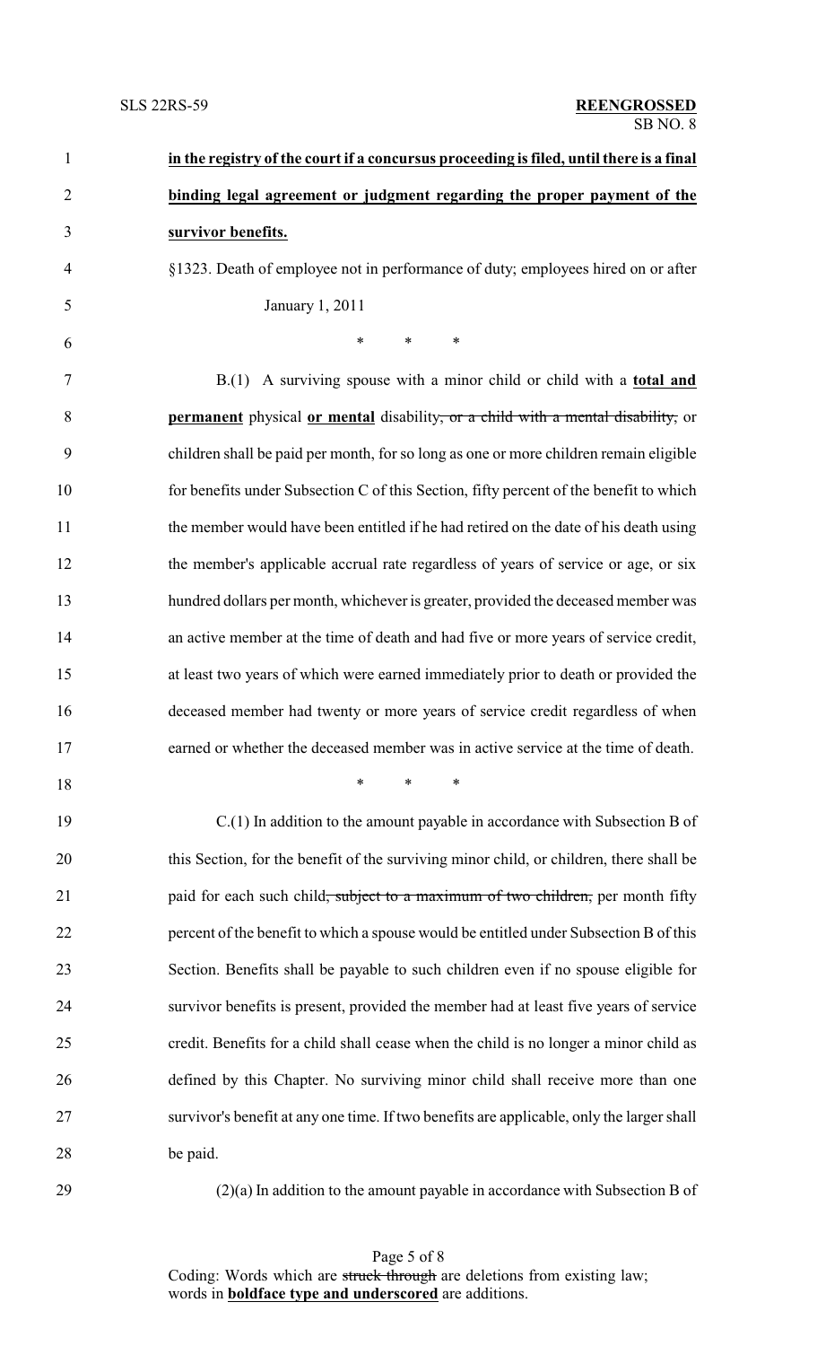**in the registry of the court if a concursus proceeding is filed, until there is a final binding legal agreement or judgment regarding the proper payment of the survivor benefits.**

§1323. Death of employee not in performance of duty; employees hired on or after January 1, 2011

\* \* \*

B.(1) A surviving spouse with a minor child or child with a **total and permanent** physical **or mental** disability~~, or a child with a mental disability,~~ or children shall be paid per month, for so long as one or more children remain eligible for benefits under Subsection C of this Section, fifty percent of the benefit to which the member would have been entitled if he had retired on the date of his death using the member's applicable accrual rate regardless of years of service or age, or six hundred dollars per month, whichever is greater, provided the deceased member was an active member at the time of death and had five or more years of service credit, at least two years of which were earned immediately prior to death or provided the deceased member had twenty or more years of service credit regardless of when earned or whether the deceased member was in active service at the time of death.

\* \* \*

C.(1) In addition to the amount payable in accordance with Subsection B of this Section, for the benefit of the surviving minor child, or children, there shall be paid for each such child~~, subject to a maximum of two children,~~ per month fifty percent of the benefit to which a spouse would be entitled under Subsection B of this Section. Benefits shall be payable to such children even if no spouse eligible for survivor benefits is present, provided the member had at least five years of service credit. Benefits for a child shall cease when the child is no longer a minor child as defined by this Chapter. No surviving minor child shall receive more than one survivor's benefit at any one time. If two benefits are applicable, only the larger shall be paid.

(2)(a) In addition to the amount payable in accordance with Subsection B of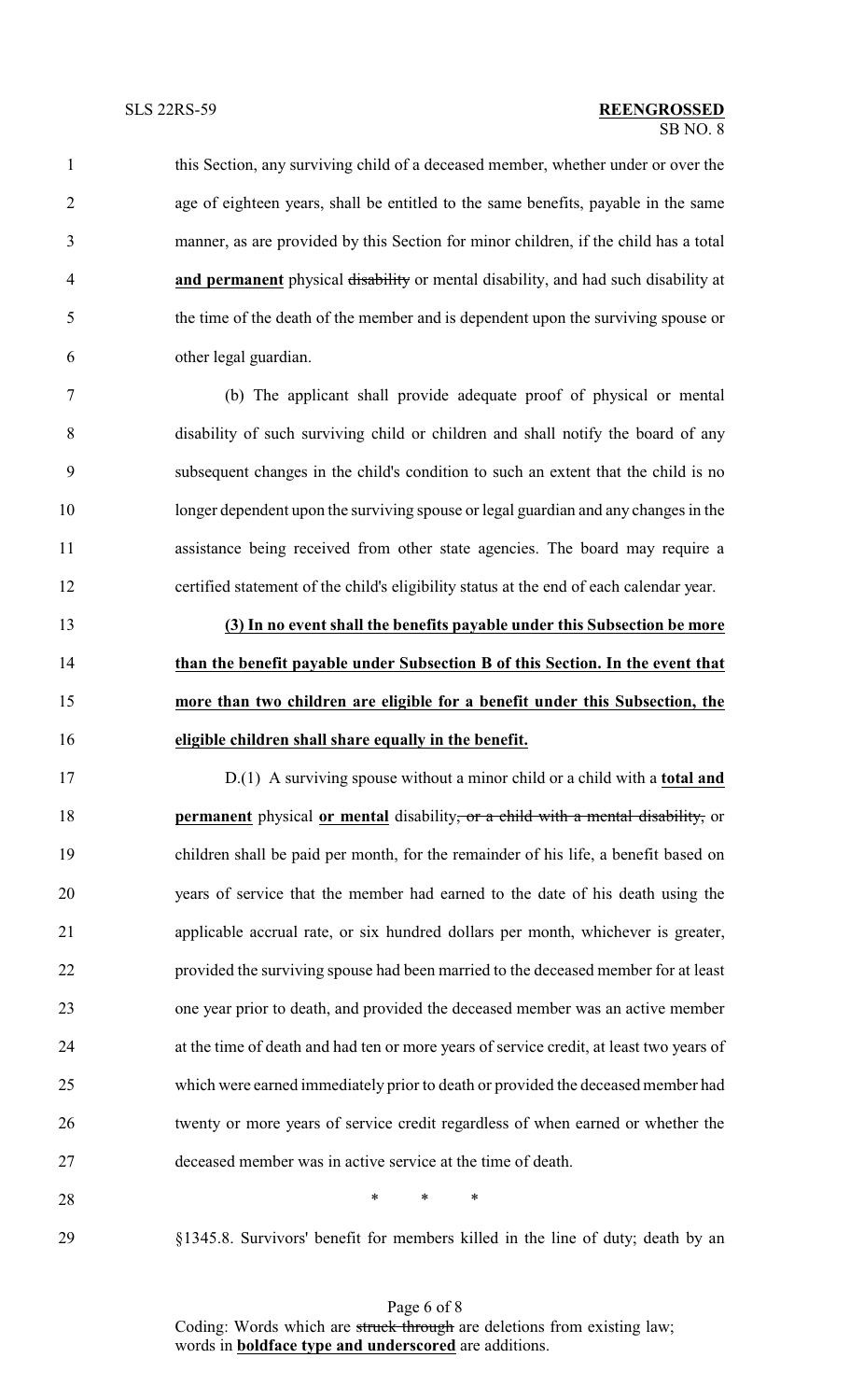this Section, any surviving child of a deceased member, whether under or over the age of eighteen years, shall be entitled to the same benefits, payable in the same manner, as are provided by this Section for minor children, if the child has a total **and permanent** physical ~~disability~~ or mental disability, and had such disability at the time of the death of the member and is dependent upon the surviving spouse or other legal guardian.

(b) The applicant shall provide adequate proof of physical or mental disability of such surviving child or children and shall notify the board of any subsequent changes in the child's condition to such an extent that the child is no longer dependent upon the surviving spouse or legal guardian and any changes in the assistance being received from other state agencies. The board may require a certified statement of the child's eligibility status at the end of each calendar year.

**(3) In no event shall the benefits payable under this Subsection be more than the benefit payable under Subsection B of this Section. In the event that more than two children are eligible for a benefit under this Subsection, the eligible children shall share equally in the benefit.**

D.(1) A surviving spouse without a minor child or a child with a **total and permanent** physical **or mental** disability~~, or a child with a mental disability,~~ or children shall be paid per month, for the remainder of his life, a benefit based on years of service that the member had earned to the date of his death using the applicable accrual rate, or six hundred dollars per month, whichever is greater, provided the surviving spouse had been married to the deceased member for at least one year prior to death, and provided the deceased member was an active member at the time of death and had ten or more years of service credit, at least two years of which were earned immediately prior to death or provided the deceased member had twenty or more years of service credit regardless of when earned or whether the deceased member was in active service at the time of death.

\* \* \*

§1345.8. Survivors' benefit for members killed in the line of duty; death by an

Coding: Words which are ~~struck through~~ are deletions from existing law; words in **boldface type and underscored** are additions.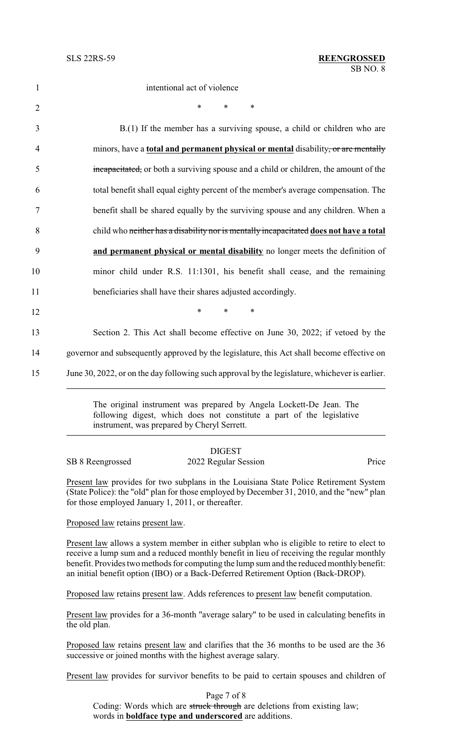intentional act of violence

\*   \*   \*

B.(1) If the member has a surviving spouse, a child or children who are minors, have a **<u>total and permanent physical or mental</u>** disability~~, or are mentally incapacitated,~~ or both a surviving spouse and a child or children, the amount of the total benefit shall equal eighty percent of the member's average compensation. The benefit shall be shared equally by the surviving spouse and any children. When a child who ~~neither has a disability nor is mentally incapacitated~~ **<u>does not have a total and permanent physical or mental disability</u>** no longer meets the definition of minor child under R.S. 11:1301, his benefit shall cease, and the remaining beneficiaries shall have their shares adjusted accordingly.

\*   \*   \*

Section 2. This Act shall become effective on June 30, 2022; if vetoed by the governor and subsequently approved by the legislature, this Act shall become effective on June 30, 2022, or on the day following such approval by the legislature, whichever is earlier.

---

The original instrument was prepared by Angela Lockett-De Jean. The following digest, which does not constitute a part of the legislative instrument, was prepared by Cheryl Serrett.

---

DIGEST

SB 8 Reengrossed — 2022 Regular Session — Price

<u>Present law</u> provides for two subplans in the Louisiana State Police Retirement System (State Police): the "old" plan for those employed by December 31, 2010, and the "new" plan for those employed January 1, 2011, or thereafter.

<u>Proposed law</u> retains <u>present law</u>.

<u>Present law</u> allows a system member in either subplan who is eligible to retire to elect to receive a lump sum and a reduced monthly benefit in lieu of receiving the regular monthly benefit. Provides two methods for computing the lump sum and the reduced monthly benefit: an initial benefit option (IBO) or a Back-Deferred Retirement Option (Back-DROP).

<u>Proposed law</u> retains <u>present law</u>. Adds references to <u>present law</u> benefit computation.

<u>Present law</u> provides for a 36-month "average salary" to be used in calculating benefits in the old plan.

<u>Proposed law</u> retains <u>present law</u> and clarifies that the 36 months to be used are the 36 successive or joined months with the highest average salary.

<u>Present law</u> provides for survivor benefits to be paid to certain spouses and children of

Coding: Words which are ~~struck through~~ are deletions from existing law; words in **<u>boldface type and underscored</u>** are additions.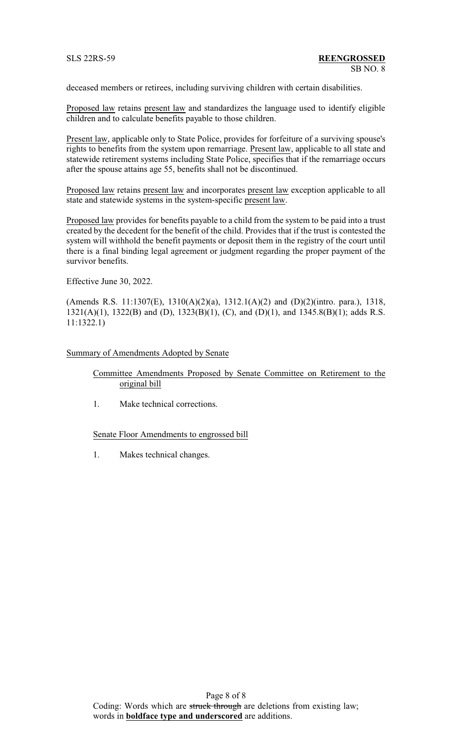deceased members or retirees, including surviving children with certain disabilities.

Proposed law retains present law and standardizes the language used to identify eligible children and to calculate benefits payable to those children.

Present law, applicable only to State Police, provides for forfeiture of a surviving spouse's rights to benefits from the system upon remarriage. Present law, applicable to all state and statewide retirement systems including State Police, specifies that if the remarriage occurs after the spouse attains age 55, benefits shall not be discontinued.

Proposed law retains present law and incorporates present law exception applicable to all state and statewide systems in the system-specific present law.

Proposed law provides for benefits payable to a child from the system to be paid into a trust created by the decedent for the benefit of the child. Provides that if the trust is contested the system will withhold the benefit payments or deposit them in the registry of the court until there is a final binding legal agreement or judgment regarding the proper payment of the survivor benefits.

Effective June 30, 2022.

(Amends R.S. 11:1307(E), 1310(A)(2)(a), 1312.1(A)(2) and (D)(2)(intro. para.), 1318, 1321(A)(1), 1322(B) and (D), 1323(B)(1), (C), and (D)(1), and 1345.8(B)(1); adds R.S. 11:1322.1)

Summary of Amendments Adopted by Senate

Committee Amendments Proposed by Senate Committee on Retirement to the original bill

1. Make technical corrections.

Senate Floor Amendments to engrossed bill

1. Makes technical changes.

Coding: Words which are ~~struck through~~ are deletions from existing law; words in **boldface type and underscored** are additions.